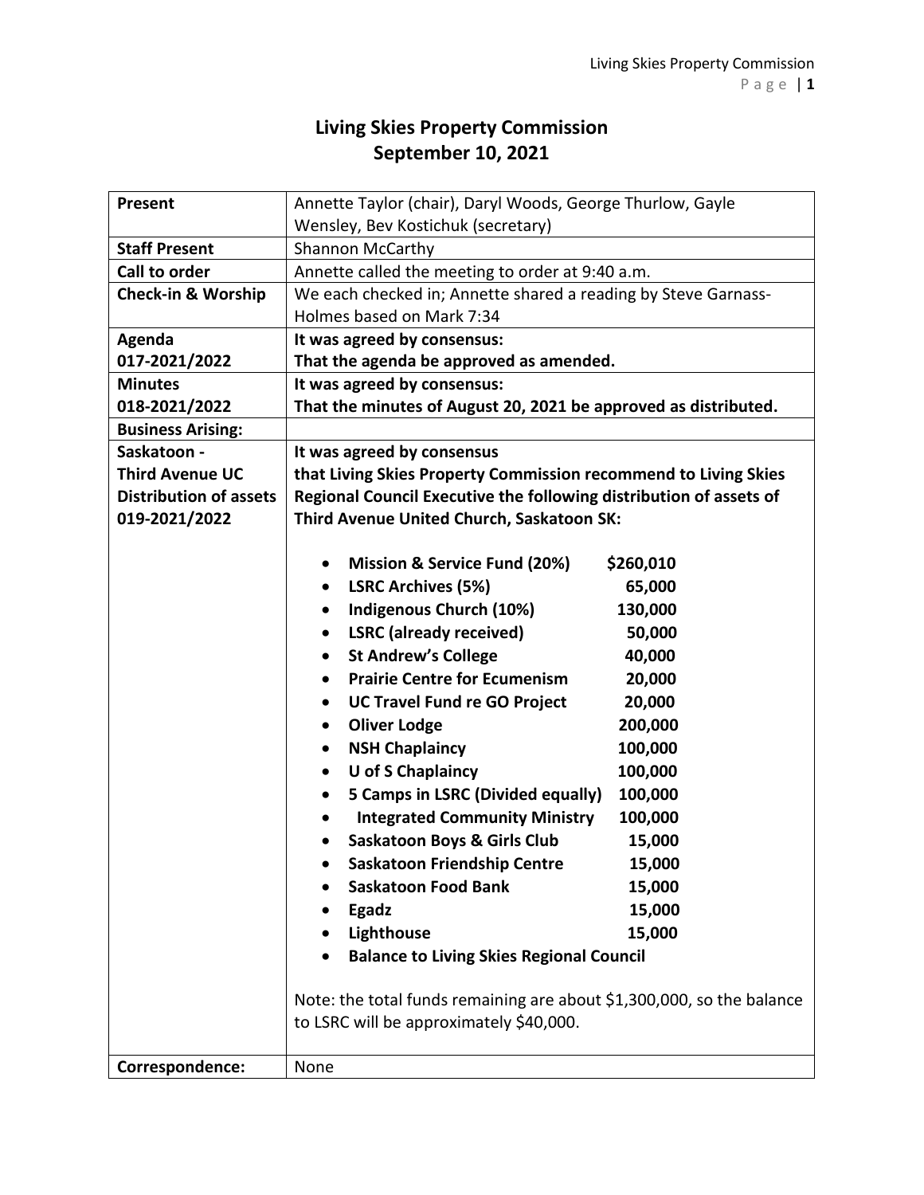# Living Skies Property Commission
# September 10, 2021

| | |
|---|---|
| **Present** | Annette Taylor (chair), Daryl Woods, George Thurlow, Gayle Wensley, Bev Kostichuk (secretary) |
| **Staff Present** | Shannon McCarthy |
| **Call to order** | Annette called the meeting to order at 9:40 a.m. |
| **Check-in & Worship** | We each checked in; Annette shared a reading by Steve Garnass-Holmes based on Mark 7:34 |
| **Agenda 017-2021/2022** | **It was agreed by consensus: That the agenda be approved as amended.** |
| **Minutes 018-2021/2022** | **It was agreed by consensus: That the minutes of August 20, 2021 be approved as distributed.** |
| **Business Arising:** | |
| **Saskatoon - Third Avenue UC Distribution of assets 019-2021/2022** | **It was agreed by consensus that Living Skies Property Commission recommend to Living Skies Regional Council Executive the following distribution of assets of Third Avenue United Church, Saskatoon SK:**<br><br>• **Mission & Service Fund (20%) $260,010**<br>• **LSRC Archives (5%) 65,000**<br>• **Indigenous Church (10%) 130,000**<br>• **LSRC (already received) 50,000**<br>• **St Andrew's College 40,000**<br>• **Prairie Centre for Ecumenism 20,000**<br>• **UC Travel Fund re GO Project 20,000**<br>• **Oliver Lodge 200,000**<br>• **NSH Chaplaincy 100,000**<br>• **U of S Chaplaincy 100,000**<br>• **5 Camps in LSRC (Divided equally) 100,000**<br>• **Integrated Community Ministry 100,000**<br>• **Saskatoon Boys & Girls Club 15,000**<br>• **Saskatoon Friendship Centre 15,000**<br>• **Saskatoon Food Bank 15,000**<br>• **Egadz 15,000**<br>• **Lighthouse 15,000**<br>• **Balance to Living Skies Regional Council**<br><br>Note: the total funds remaining are about $1,300,000, so the balance to LSRC will be approximately $40,000. |
| **Correspondence:** | None |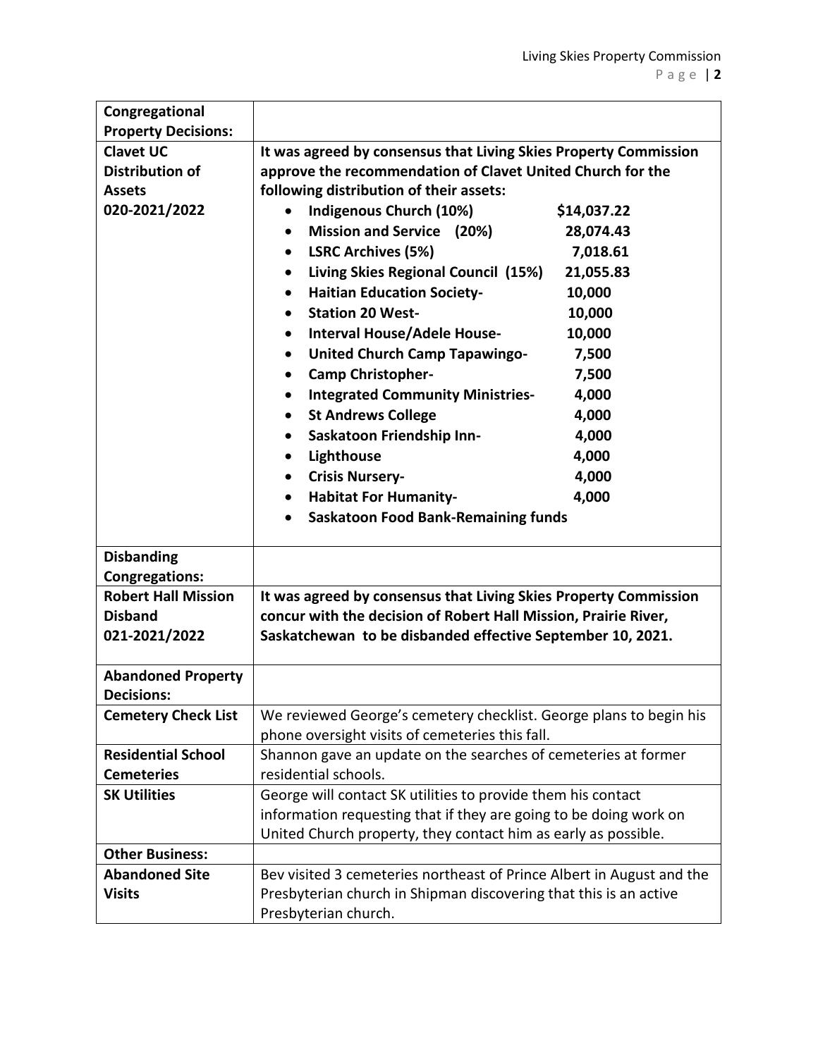| | |
|---|---|
| **Congregational Property Decisions:** | |
| **Clavet UC Distribution of Assets 020-2021/2022** | **It was agreed by consensus that Living Skies Property Commission approve the recommendation of Clavet United Church for the following distribution of their assets:**<br>• **Indigenous Church (10%) $14,037.22**<br>• **Mission and Service (20%) 28,074.43**<br>• **LSRC Archives (5%) 7,018.61**<br>• **Living Skies Regional Council (15%) 21,055.83**<br>• **Haitian Education Society- 10,000**<br>• **Station 20 West- 10,000**<br>• **Interval House/Adele House- 10,000**<br>• **United Church Camp Tapawingo- 7,500**<br>• **Camp Christopher- 7,500**<br>• **Integrated Community Ministries- 4,000**<br>• **St Andrews College 4,000**<br>• **Saskatoon Friendship Inn- 4,000**<br>• **Lighthouse 4,000**<br>• **Crisis Nursery- 4,000**<br>• **Habitat For Humanity- 4,000**<br>• **Saskatoon Food Bank-Remaining funds** |
| **Disbanding Congregations:** | |
| **Robert Hall Mission Disband 021-2021/2022** | **It was agreed by consensus that Living Skies Property Commission concur with the decision of Robert Hall Mission, Prairie River, Saskatchewan to be disbanded effective September 10, 2021.** |
| **Abandoned Property Decisions:** | |
| **Cemetery Check List** | We reviewed George's cemetery checklist. George plans to begin his phone oversight visits of cemeteries this fall. |
| **Residential School Cemeteries** | Shannon gave an update on the searches of cemeteries at former residential schools. |
| **SK Utilities** | George will contact SK utilities to provide them his contact information requesting that if they are going to be doing work on United Church property, they contact him as early as possible. |
| **Other Business:** | |
| **Abandoned Site Visits** | Bev visited 3 cemeteries northeast of Prince Albert in August and the Presbyterian church in Shipman discovering that this is an active Presbyterian church. |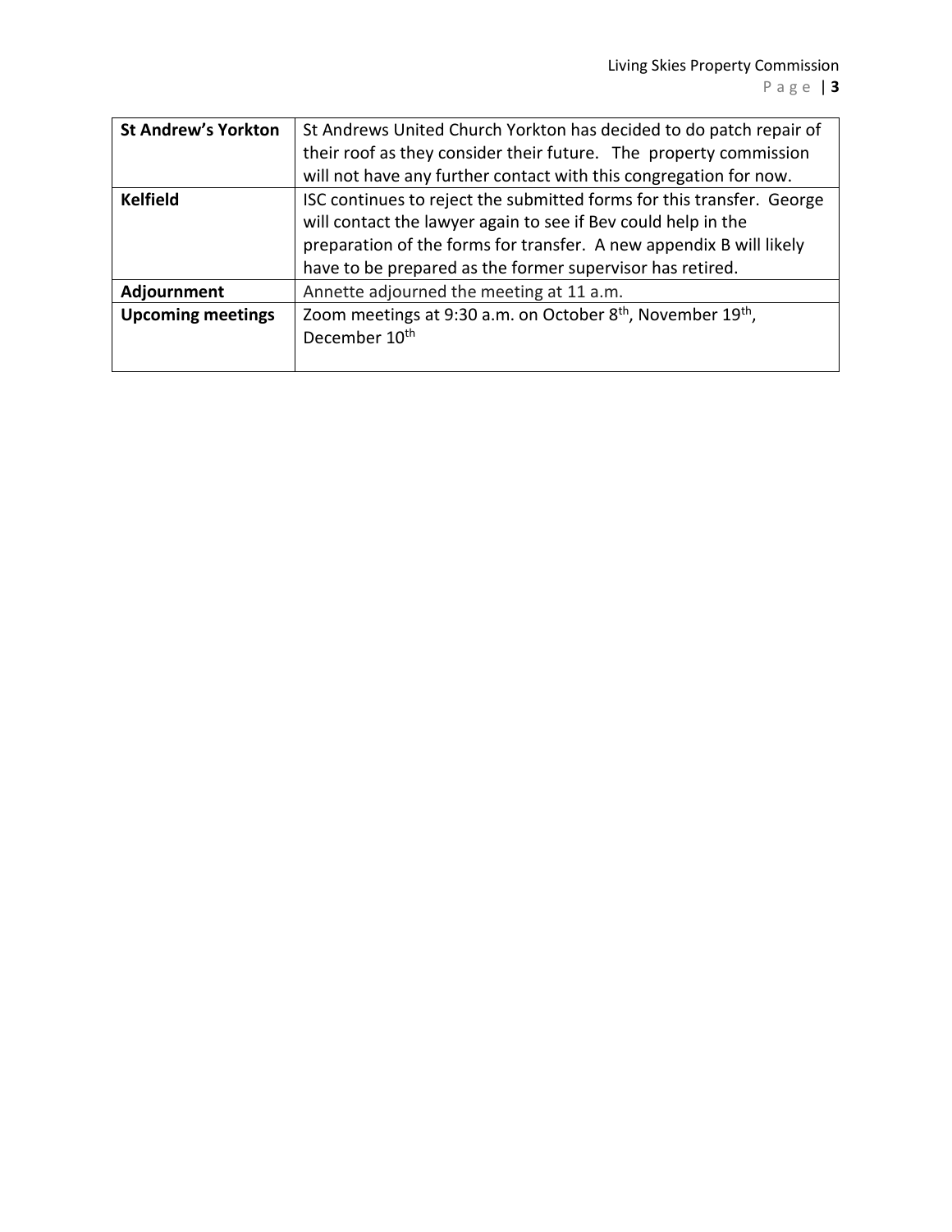| | |
|---|---|
| **St Andrew's Yorkton** | St Andrews United Church Yorkton has decided to do patch repair of their roof as they consider their future. The property commission will not have any further contact with this congregation for now. |
| **Kelfield** | ISC continues to reject the submitted forms for this transfer. George will contact the lawyer again to see if Bev could help in the preparation of the forms for transfer. A new appendix B will likely have to be prepared as the former supervisor has retired. |
| **Adjournment** | Annette adjourned the meeting at 11 a.m. |
| **Upcoming meetings** | Zoom meetings at 9:30 a.m. on October 8th, November 19th, December 10th |